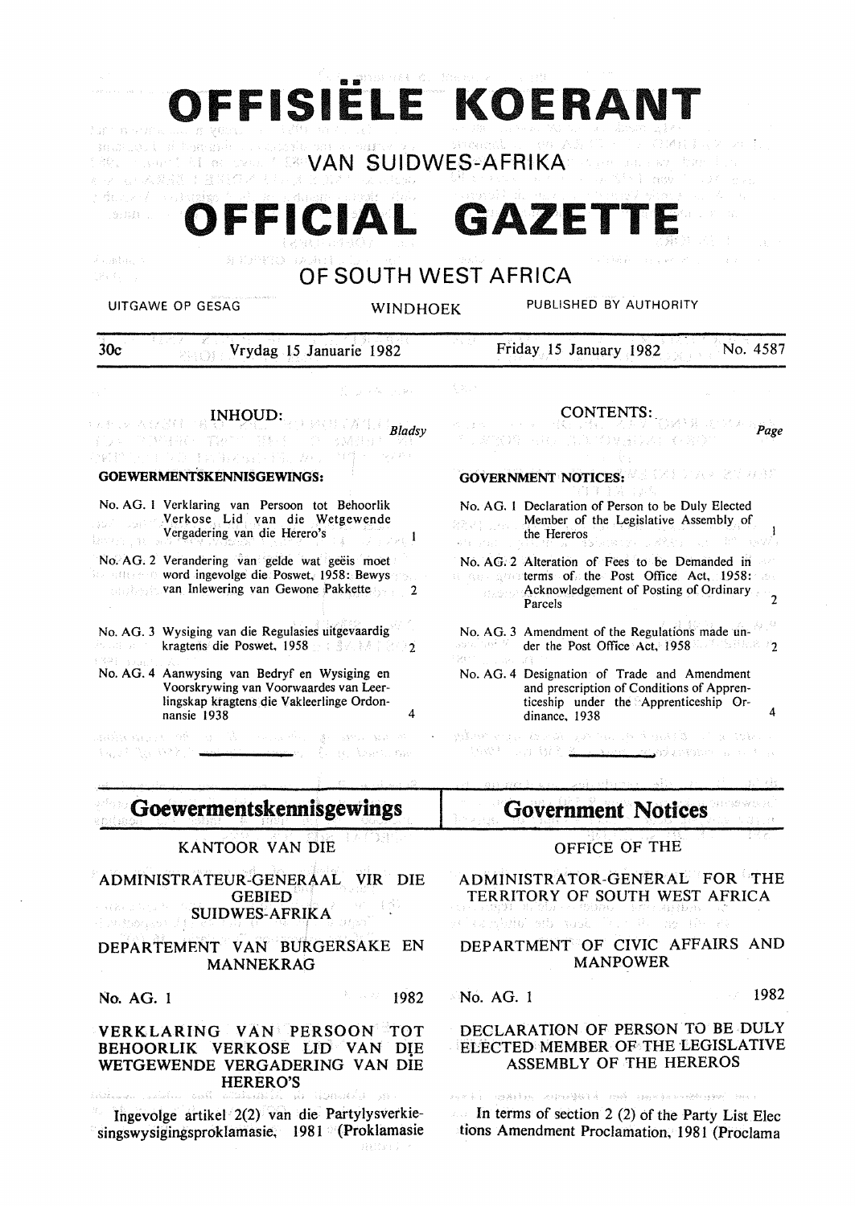# OFFISIËLE KOERANT

## VAN SUIDWES-AFRIKA

# OFFICIAL GAZETTE

## OF SOUTH WEST AFRICA

UITGAWE OP GESAG — WINDHOEK — PUBLISHED BY AUTHORITY

30c — Vrydag 15 Januarie 1982 — Friday 15 January 1982 — No. 4587

### INHOUD:

*Bladsy*

**GOEWERMENTSKENNISGEWINGS:**

No. AG. 1 Verklaring van Persoon tot Behoorlik Verkose Lid van die Wetgewende Vergadering van die Herero's — 1

No. AG. 2 Verandering van gelde wat geëis moet word ingevolge die Poswet, 1958: Bewys van Inlewering van Gewone Pakkette — 2

No. AG. 3 Wysiging van die Regulasies uitgevaardig kragtens die Poswet, 1958 — 2

No. AG. 4 Aanwysing van Bedryf en Wysiging en Voorskrywing van Voorwaardes van Leerlingskap kragtens die Vakleerlinge Ordonnansie 1938 — 4

### CONTENTS:

*Page*

**GOVERNMENT NOTICES:**

No. AG. 1 Declaration of Person to be Duly Elected Member of the Legislative Assembly of the Hereros — 1

No. AG. 2 Alteration of Fees to be Demanded in terms of the Post Office Act, 1958: Acknowledgement of Posting of Ordinary Parcels — 2

No. AG. 3 Amendment of the Regulations made under the Post Office Act, 1958 — 2

No. AG. 4 Designation of Trade and Amendment and prescription of Conditions of Apprenticeship under the Apprenticeship Ordinance, 1938 — 4

## Goewermentskennisgewings

KANTOOR VAN DIE

ADMINISTRATEUR-GENERAAL VIR DIE GEBIED SUIDWES-AFRIKA

DEPARTEMENT VAN BURGERSAKE EN MANNEKRAG

No. AG. 1 — 1982

### VERKLARING VAN PERSOON TOT BEHOORLIK VERKOSE LID VAN DIE WETGEWENDE VERGADERING VAN DIE HERERO'S

Ingevolge artikel 2(2) van die Partylysverkiesingswysigingsproklamasie, 1981 (Proklamasie

## Government Notices

OFFICE OF THE

ADMINISTRATOR-GENERAL FOR THE TERRITORY OF SOUTH WEST AFRICA

DEPARTMENT OF CIVIC AFFAIRS AND MANPOWER

No. AG. 1 — 1982

### DECLARATION OF PERSON TO BE DULY ELECTED MEMBER OF THE LEGISLATIVE ASSEMBLY OF THE HEREROS

In terms of section 2 (2) of the Party List Elections Amendment Proclamation, 1981 (Proclama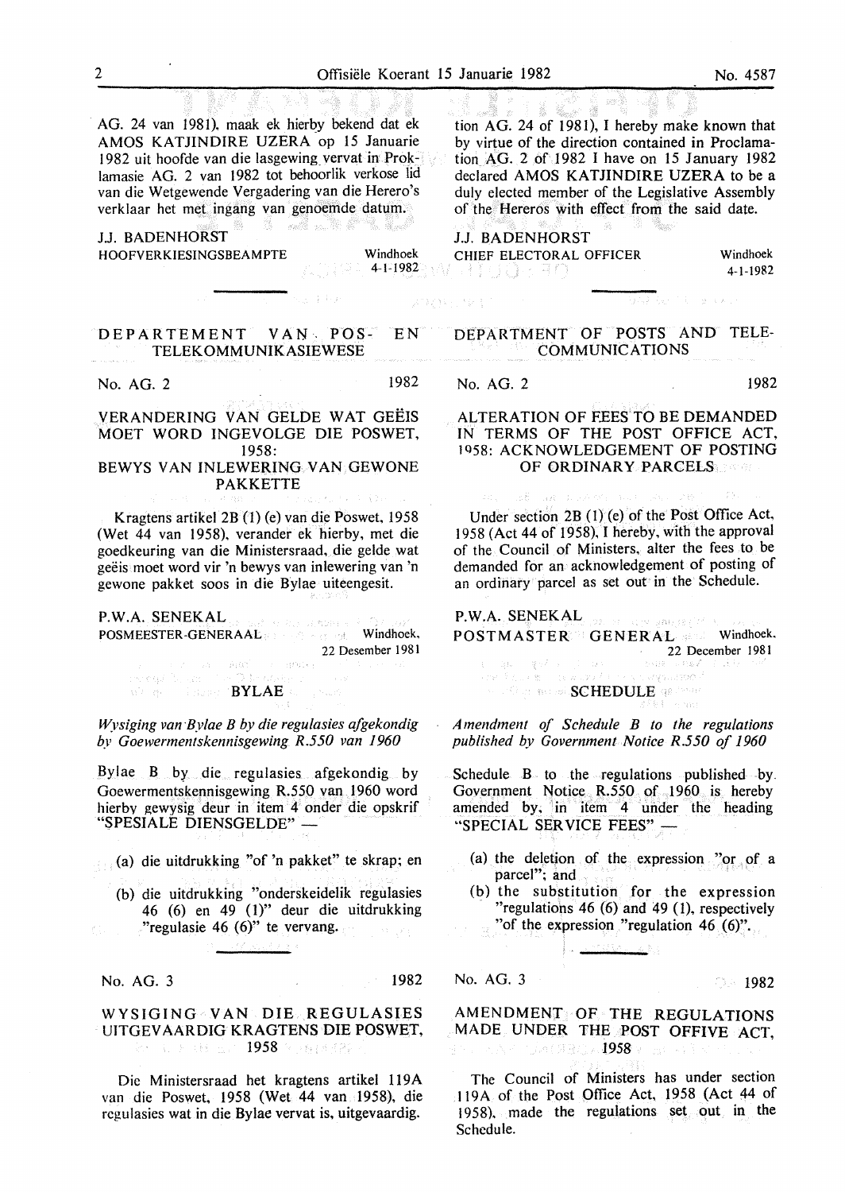AG. 24 van 1981), maak ek hierby bekend dat ek AMOS KATJINDIRE UZERA op 15 Januarie 1982 uit hoofde van die lasgewing vervat in Proklamasie AG. 2 van 1982 tot behoorlik verkose lid van die Wetgewende Vergadering van die Herero's verklaar het met ingang van genoemde datum.

J.J. BADENHORST
HOOFVERKIESINGSBEAMPTE
Windhoek
4-1-1982

---

## DEPARTEMENT VAN POS- EN TELEKOMMUNIKASIEWESE

No. AG. 2 — 1982

### VERANDERING VAN GELDE WAT GEËIS MOET WORD INGEVOLGE DIE POSWET, 1958: BEWYS VAN INLEWERING VAN GEWONE PAKKETTE

Kragtens artikel 2B (1) (e) van die Poswet, 1958 (Wet 44 van 1958), verander ek hierby, met die goedkeuring van die Ministersraad, die gelde wat geëis moet word vir 'n bewys van inlewering van 'n gewone pakket soos in die Bylae uiteengesit.

P.W.A. SENEKAL
POSMEESTER-GENERAAL
Windhoek,
22 Desember 1981

#### BYLAE

*Wysiging van Bylae B by die regulasies afgekondig by Goewermentskennisgewing R.550 van 1960*

Bylae B by die regulasies afgekondig by Goewermentskennisgewing R.550 van 1960 word hierby gewysig deur in item 4 onder die opskrif "SPESIALE DIENSGELDE" —

(a) die uitdrukking "of 'n pakket" te skrap; en

(b) die uitdrukking "onderskeidelik regulasies 46 (6) en 49 (1)" deur die uitdrukking "regulasie 46 (6)" te vervang.

---

No. AG. 3 — 1982

### WYSIGING VAN DIE REGULASIES UITGEVAARDIG KRAGTENS DIE POSWET, 1958

Die Ministersraad het kragtens artikel 119A van die Poswet, 1958 (Wet 44 van 1958), die regulasies wat in die Bylae vervat is, uitgevaardig.

---

tion AG. 24 of 1981), I hereby make known that by virtue of the direction contained in Proclamation AG. 2 of 1982 I have on 15 January 1982 declared AMOS KATJINDIRE UZERA to be a duly elected member of the Legislative Assembly of the Hereros with effect from the said date.

J.J. BADENHORST
CHIEF ELECTORAL OFFICER
Windhoek
4-1-1982

---

## DEPARTMENT OF POSTS AND TELECOMMUNICATIONS

No. AG. 2 — 1982

### ALTERATION OF FEES TO BE DEMANDED IN TERMS OF THE POST OFFICE ACT, 1958: ACKNOWLEDGEMENT OF POSTING OF ORDINARY PARCELS

Under section 2B (1) (e) of the Post Office Act, 1958 (Act 44 of 1958), I hereby, with the approval of the Council of Ministers, alter the fees to be demanded for an acknowledgement of posting of an ordinary parcel as set out in the Schedule.

P.W.A. SENEKAL
POSTMASTER GENERAL
Windhoek.
22 December 1981

#### SCHEDULE

*Amendment of Schedule B to the regulations published by Government Notice R.550 of 1960*

Schedule B to the regulations published by Government Notice R.550 of 1960 is hereby amended by, in item 4 under the heading "SPECIAL SERVICE FEES" —

(a) the deletion of the expression "or of a parcel"; and

(b) the substitution for the expression "regulations 46 (6) and 49 (1), respectively "of the expression "regulation 46 (6)".

---

No. AG. 3 — 1982

### AMENDMENT OF THE REGULATIONS MADE UNDER THE POST OFFIVE ACT, 1958

The Council of Ministers has under section 119A of the Post Office Act, 1958 (Act 44 of 1958), made the regulations set out in the Schedule.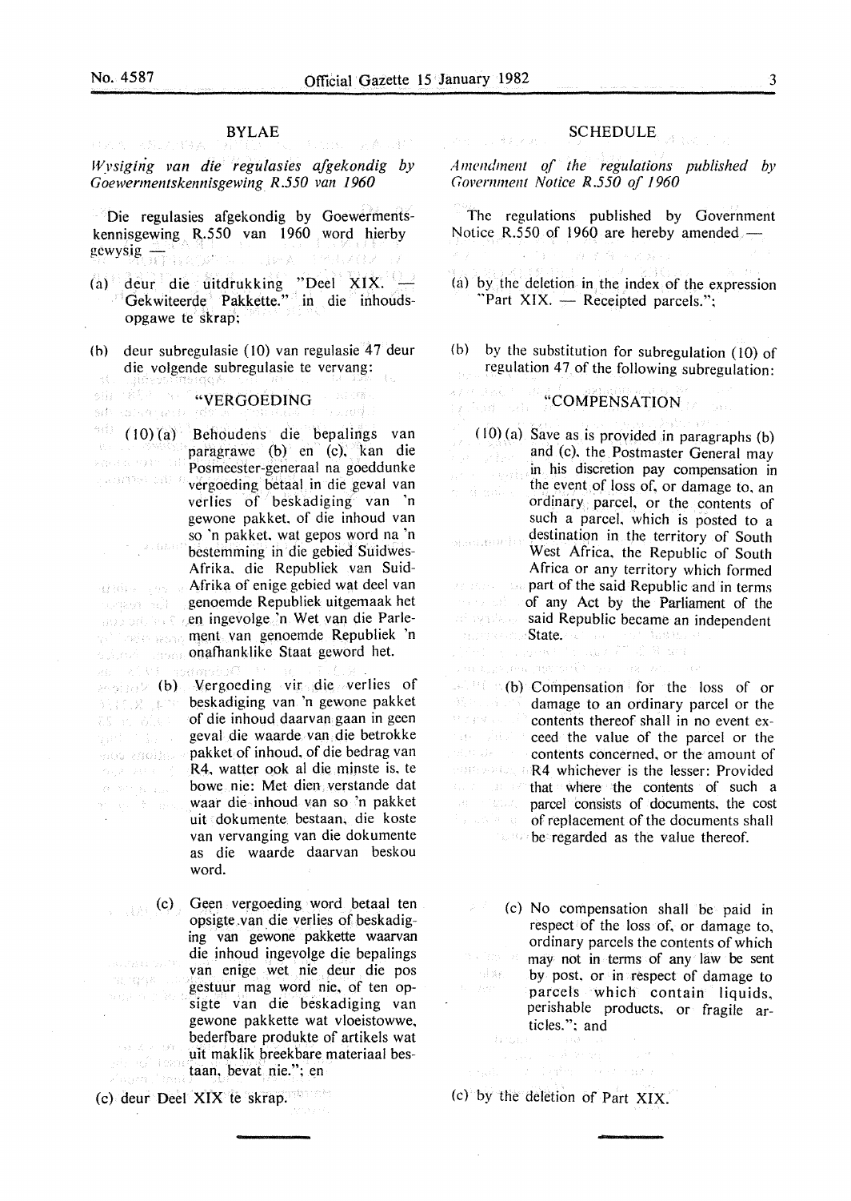## BYLAE

*Wysiging van die regulasies afgekondig by Goewermentskennisgewing R.550 van 1960*

Die regulasies afgekondig by Goewermentskennisgewing R.550 van 1960 word hierby gewysig —

(a) deur die uitdrukking "Deel XIX. — Gekwiteerde Pakkette." in die inhoudsopgawe te skrap;

(b) deur subregulasie (10) van regulasie 47 deur die volgende subregulasie te vervang:

"VERGOEDING

(10)(a) Behoudens die bepalings van paragrawe (b) en (c), kan die Posmeester-generaal na goeddunke vergoeding betaal in die geval van verlies of beskadiging van 'n gewone pakket, of die inhoud van so 'n pakket, wat gepos word na 'n bestemming in die gebied Suidwes-Afrika, die Republiek van Suid-Afrika of enige gebied wat deel van genoemde Republiek uitgemaak het en ingevolge 'n Wet van die Parlement van genoemde Republiek 'n onafhanklike Staat geword het.

(b) Vergoeding vir die verlies of beskadiging van 'n gewone pakket of die inhoud daarvan gaan in geen geval die waarde van die betrokke pakket of inhoud, of die bedrag van R4, watter ook al die minste is, te bowe nie: Met dien verstande dat waar die inhoud van so 'n pakket uit dokumente bestaan, die koste van vervanging van die dokumente as die waarde daarvan beskou word.

(c) Geen vergoeding word betaal ten opsigte van die verlies of beskadiging van gewone pakkette waarvan die inhoud ingevolge die bepalings van enige wet nie deur die pos gestuur mag word nie, of ten opsigte van die beskadiging van gewone pakkette wat vloeistowwe, bederfbare produkte of artikels wat uit maklik breekbare materiaal bestaan, bevat nie."; en

(c) deur Deel XIX te skrap.

## SCHEDULE

*Amendment of the regulations published by Government Notice R.550 of 1960*

The regulations published by Government Notice R.550 of 1960 are hereby amended —

(a) by the deletion in the index of the expression "Part XIX. — Receipted parcels.";

(b) by the substitution for subregulation (10) of regulation 47 of the following subregulation:

"COMPENSATION

(10)(a) Save as is provided in paragraphs (b) and (c), the Postmaster General may in his discretion pay compensation in the event of loss of, or damage to, an ordinary parcel, or the contents of such a parcel, which is posted to a destination in the territory of South West Africa, the Republic of South Africa or any territory which formed part of the said Republic and in terms of any Act by the Parliament of the said Republic became an independent State.

(b) Compensation for the loss of or damage to an ordinary parcel or the contents thereof shall in no event exceed the value of the parcel or the contents concerned, or the amount of R4 whichever is the lesser: Provided that where the contents of such a parcel consists of documents, the cost of replacement of the documents shall be regarded as the value thereof.

(c) No compensation shall be paid in respect of the loss of, or damage to, ordinary parcels the contents of which may not in terms of any law be sent by post, or in respect of damage to parcels which contain liquids, perishable products, or fragile articles."; and

(c) by the deletion of Part XIX.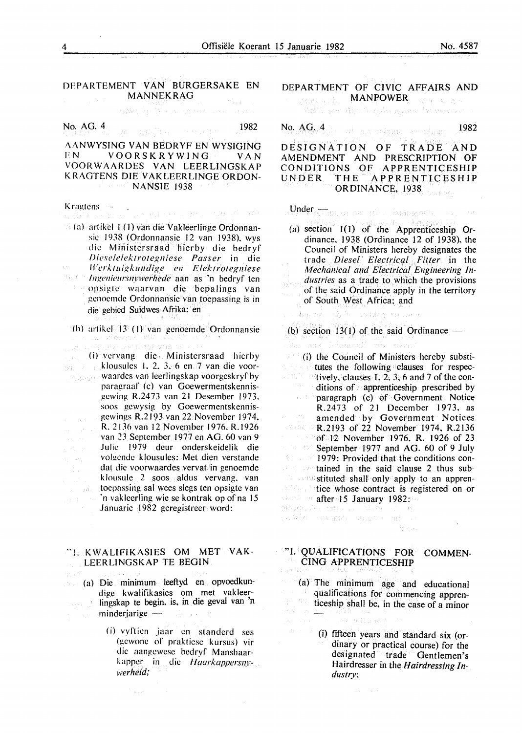## DEPARTEMENT VAN BURGERSAKE EN MANNEKRAG

No. AG. 4 1982

### AANWYSING VAN BEDRYF EN WYSIGING EN VOORSKRYWING VAN VOORWAARDES VAN LEERLINGSKAP KRAGTENS DIE VAKLEERLINGE ORDONNANSIE 1938

Kragtens —

(a) artikel 1 (1) van die Vakleerlinge Ordonnansie 1938 (Ordonnansie 12 van 1938), wys die Ministersraad hierby die bedryf *Dieselelektrotegniese Passer* in die *Werktuigkundige en Elektrotegniese Ingenieursnywerhede* aan as 'n bedryf ten opsigte waarvan die bepalings van genoemde Ordonnansie van toepassing is in die gebied Suidwes-Afrika; en

(b) artikel 13 (1) van genoemde Ordonnansie

(i) vervang die Ministersraad hierby klousules 1, 2, 3, 6 en 7 van die voorwaardes van leerlingskap voorgeskryf by paragraaf (c) van Goewermentskennisgewing R.2473 van 21 Desember 1973, soos gewysig by Goewermentskennisgewings R.2193 van 22 November 1974, R.2136 van 12 November 1976, R.1926 van 23 September 1977 en AG. 60 van 9 Julie 1979 deur onderskeidelik die volgende klousules: Met dien verstande dat die voorwaardes vervat in genoemde klousule 2 soos aldus vervang, van toepassing sal wees slegs ten opsigte van 'n vakleerling wie se kontrak op of na 15 Januarie 1982 geregistreer word:

"1. KWALIFIKASIES OM MET VAKLEERLINGSKAP TE BEGIN

(a) Die minimum leeftyd en opvoedkundige kwalifikasies om met vakleerlingskap te begin, is, in die geval van 'n minderjarige —

(i) vyftien jaar en standerd ses (gewone of praktiese kursus) vir die aangewese bedryf Manshaarkapper in die *Haarkappersnywerheid;*

## DEPARTMENT OF CIVIC AFFAIRS AND MANPOWER

No. AG. 4 1982

### DESIGNATION OF TRADE AND AMENDMENT AND PRESCRIPTION OF CONDITIONS OF APPRENTICESHIP UNDER THE APPRENTICESHIP ORDINANCE, 1938

Under —

(a) section 1(1) of the Apprenticeship Ordinance, 1938 (Ordinance 12 of 1938), the Council of Ministers hereby designates the trade *Diesel Electrical Fitter* in the *Mechanical and Electrical Engineering Industries* as a trade to which the provisions of the said Ordinance apply in the territory of South West Africa; and

(b) section 13(1) of the said Ordinance —

(i) the Council of Ministers hereby substitutes the following clauses for respectively, clauses 1, 2, 3, 6 and 7 of the conditions of apprenticeship prescribed by paragraph (c) of Government Notice R.2473 of 21 December 1973, as amended by Government Notices R.2193 of 22 November 1974, R.2136 of 12 November 1976, R. 1926 of 23 September 1977 and AG. 60 of 9 July 1979: Provided that the conditions contained in the said clause 2 thus substituted shall only apply to an apprentice whose contract is registered on or after 15 January 1982:

"1. QUALIFICATIONS FOR COMMENCING APPRENTICESHIP

(a) The minimum age and educational qualifications for commencing apprenticeship shall be, in the case of a minor —

(i) fifteen years and standard six (ordinary or practical course) for the designated trade Gentlemen's Hairdresser in the *Hairdressing Industry*;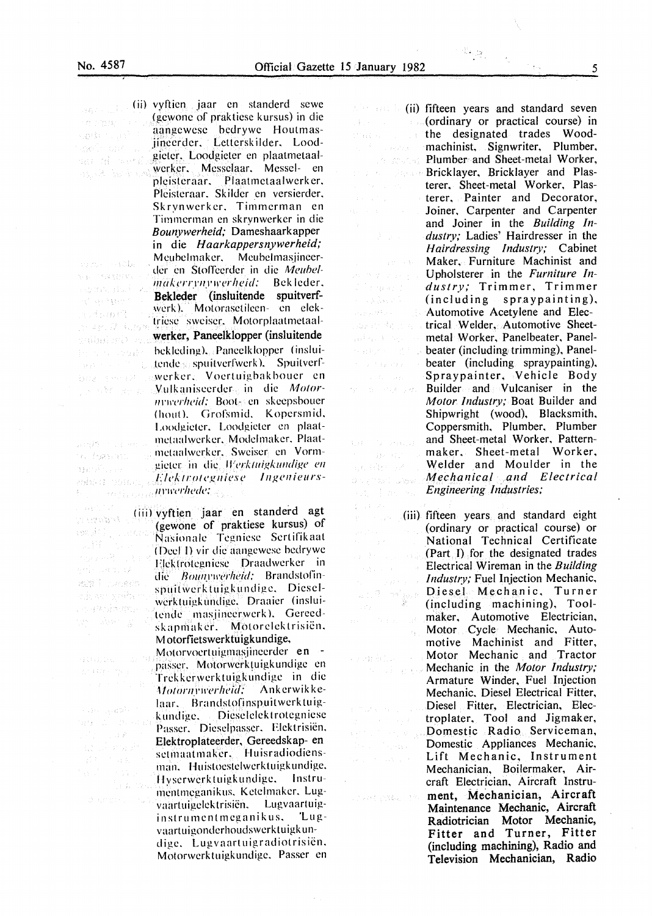(ii) vyftien jaar en standerd sewe (gewone of praktiese kursus) in die aangewese bedrywe Houtmasjineerder, Letterskilder, Loodgieter, Loodgieter en plaatmetaalwerker, Messelaar, Messel- en pleisteraar, Plaatmetaalwerker, Pleisteraar, Skilder en versierder, Skrynwerker, Timmerman en Timmerman en skrynwerker in die *Bounywerheid;* Dameshaarkapper in die *Haarkappersnywerheid;* Meubelmaker, Meubelmasjineerder en Stoffeerder in die *Meubelmakerynywerheid;* Bekleder, Bekleder (insluitende spuitverfwerk), Motorasetileen- en elektriese sweiser, Motorplaatmetaalwerker, Paneelklopper (insluitende bekleding), Paneelklopper (insluitende spuitverfwerk), Spuitverfwerker, Voertuigbakbouer en Vulkaniseerder in die *Motornywerheid;* Boot- en skeepsbouer (hout), Grofsmid, Kopersmid, Loodgieter, Loodgieter en plaatmetaalwerker, Modelmaker, Plaatmetaalwerker, Sweiser en Vormgieter in die *Werktuigkundige en Elektrotegniese Ingenieursnywerhede;*

(iii) vyftien jaar en standerd agt (gewone of praktiese kursus) of Nasionale Tegniese Sertifikaat (Deel I) vir die aangewese bedrywe Elektrotegniese Draadwerker in die *Bounywerheid;* Brandstofinspuitwerktuigkundige, Dieselwerktuigkundige, Draaier (insluitende masjineerwerk), Gereedskapmaker, Motorelektrisiën, Motorfietswerktuigkundige, Motorvoertuigmasjineerder en -passer, Motorwerktuigkundige en Trekkerwerktuigkundige in die *Motornywerheid;* Ankerwikkelaar, Brandstofinspuitwerktuigkundige, Dieselelektrotegniese Passer, Dieselpasser, Elektrisiën, Elektroplateerder, Gereedskap- en setmaatmaker, Huisradiodiensman, Huistoestelwerktuigkundige, Hyserwerktuigkundige, Instrumentmeganikus, Ketelmaker, Lugvaartuigelektrisiën, Lugvaartuiginstrumentmeganikus, Lugvaartuigonderhoudswerktuigkundige, Lugvaartuigradiotrisiën, Motorwerktuigkundige, Passer en

(ii) fifteen years and standard seven (ordinary or practical course) in the designated trades Woodmachinist, Signwriter, Plumber, Plumber and Sheet-metal Worker, Bricklayer, Bricklayer and Plasterer, Sheet-metal Worker, Plasterer, Painter and Decorator, Joiner, Carpenter and Carpenter and Joiner in the *Building Industry;* Ladies' Hairdresser in the *Hairdressing Industry;* Cabinet Maker, Furniture Machinist and Upholsterer in the *Furniture Industry;* Trimmer, Trimmer (including spraypainting), Automotive Acetylene and Electrical Welder, Automotive Sheetmetal Worker, Panelbeater, Panelbeater (including trimming), Panelbeater (including spraypainting), Spraypainter, Vehicle Body Builder and Vulcaniser in the *Motor Industry;* Boat Builder and Shipwright (wood), Blacksmith, Coppersmith, Plumber, Plumber and Sheet-metal Worker, Patternmaker, Sheet-metal Worker, Welder and Moulder in the *Mechanical and Electrical Engineering Industries;*

(iii) fifteen years and standard eight (ordinary or practical course) or National Technical Certificate (Part I) for the designated trades Electrical Wireman in the *Building Industry;* Fuel Injection Mechanic, Diesel Mechanic, Turner (including machining), Toolmaker, Automotive Electrician, Motor Cycle Mechanic, Automotive Machinist and Fitter, Motor Mechanic and Tractor Mechanic in the *Motor Industry;* Armature Winder, Fuel Injection Mechanic, Diesel Electrical Fitter, Diesel Fitter, Electrician, Electroplater, Tool and Jigmaker, Domestic Radio Serviceman, Domestic Appliances Mechanic, Lift Mechanic, Instrument Mechanician, Boilermaker, Aircraft Electrician, Aircraft Instrument, Mechanician, Aircraft Maintenance Mechanic, Aircraft Radiotrician Motor Mechanic, Fitter and Turner, Fitter (including machining), Radio and Television Mechanician, Radio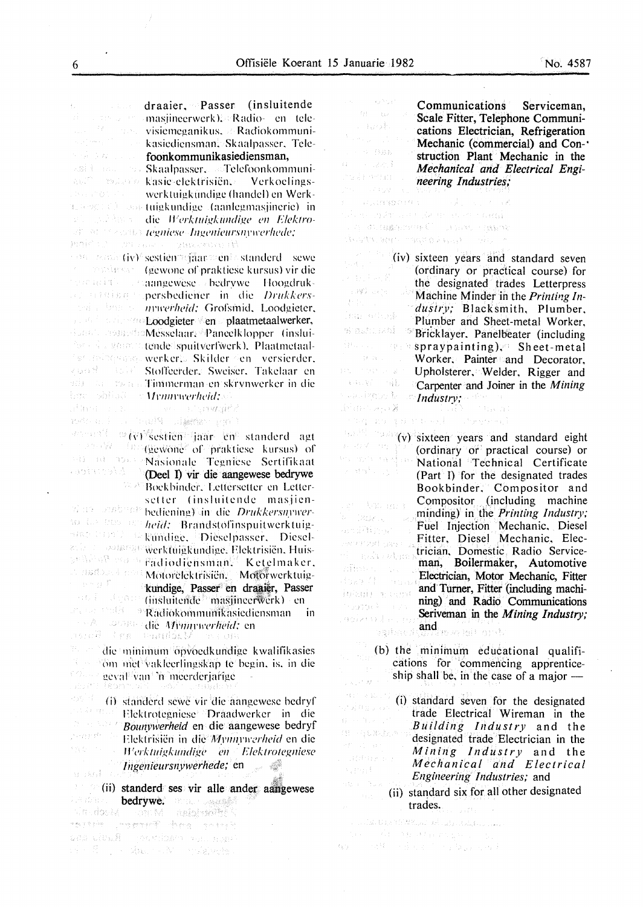draaier, Passer (insluitende masjineerwerk), Radio- en televisiemeganikus, Radiokommunikasiediensman, Skaalpasser, Telefoonkommunikasiediensman, Skaalpasser, Telefoonkommunikasie-elektrisiën, Verkoelingswerktuigkundige (handel) en Werktuigkundige (aanlegmasjinerie) in die *Werktuigkundige en Elektrotegniese Ingenieursnywerhede;*

(iv) sestien jaar en standerd sewe (gewone of praktiese kursus) vir die aangewese bedrywe Hoogdrukpersbediener in die *Drukkersnywerheid;* Grofsmid, Loodgieter, Loodgieter en plaatmetaalwerker, Messelaar, Paneelklopper (insluitende spuitverfwerk), Plaatmetaalwerker, Skilder en versierder, Stoffeerder, Sweiser, Takelaar en Timmerman en skrynwerker in die *Mynnywerheid;*

(v) sestien jaar en standerd agt (gewone of praktiese kursus) of Nasionale Tegniese Sertifikaat (Deel I) vir die aangewese bedrywe Boekbinder, Lettersetter en Lettersetter (insluitende masjienbediening) in die *Drukkersnywerheid;* Brandstofinspuitwerktuigkundige, Dieselpasser, Dieselwerktuigkundige, Elektrisiën, Huisradiodiensman, Ketelmaker, Motorelektrisiën, Motorwerktuigkundige, Passer en draaier, Passer (insluitende masjineerwerk) en Radiokommunikasiediensman in die *Mynnywerheid;* en

die minimum opvoedkundige kwalifikasies om met vakleerlingskap te begin, is, in die geval van 'n meerderjarige -

(i) standerd sewe vir die aangewese bedryf Elektrotegniese Draadwerker in die *Bounywerheid* en die aangewese bedryf Elektrisiën in die *Mynnywerheid* en die *Werktuigkundige en Elektrotegniese Ingenieursnywerhede;* en

(ii) standerd ses vir alle ander aangewese bedrywe.

Communications Serviceman, Scale Fitter, Telephone Communications Electrician, Refrigeration Mechanic (commercial) and Construction Plant Mechanic in the *Mechanical and Electrical Engineering Industries;*

(iv) sixteen years and standard seven (ordinary or practical course) for the designated trades Letterpress Machine Minder in the *Printing Industry;* Blacksmith, Plumber, Plumber and Sheet-metal Worker, Bricklayer, Panelbeater (including spraypainting), Sheet-metal Worker, Painter and Decorator, Upholsterer, Welder, Rigger and Carpenter and Joiner in the *Mining Industry;*

(v) sixteen years and standard eight (ordinary or practical course) or National Technical Certificate (Part I) for the designated trades Bookbinder, Compositor and Compositor (including machine minding) in the *Printing Industry;* Fuel Injection Mechanic, Diesel Fitter, Diesel Mechanic, Electrician, Domestic Radio Serviceman, Boilermaker, Automotive Electrician, Motor Mechanic, Fitter and Turner, Fitter (including machining) and Radio Communications Seriveman in the *Mining Industry;* and

(b) the minimum educational qualifications for commencing apprenticeship shall be, in the case of a major —

(i) standard seven for the designated trade Electrical Wireman in the *Building Industry* and the designated trade Electrician in the *Mining Industry* and the *Mechanical and Electrical Engineering Industries;* and

(ii) standard six for all other designated trades.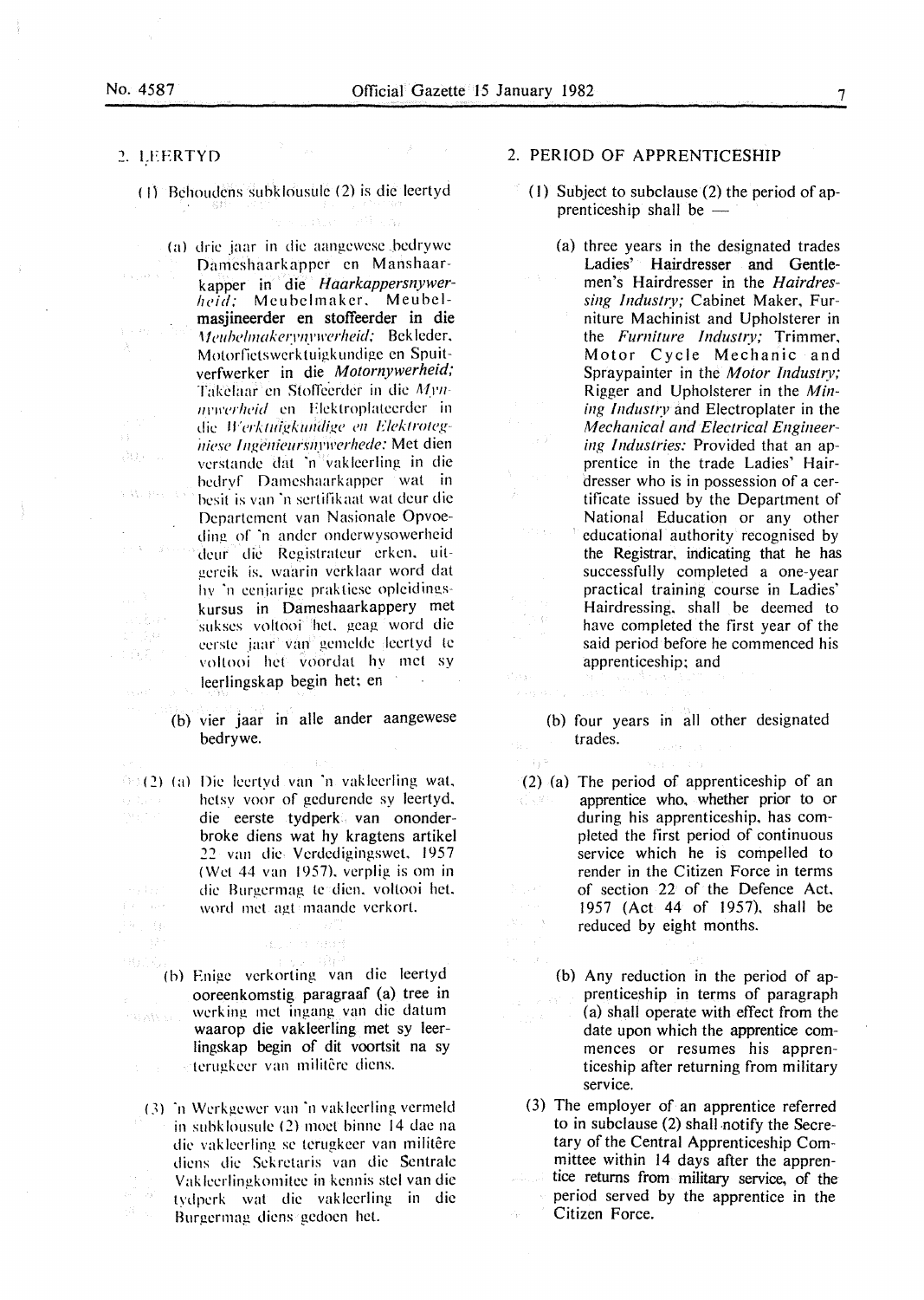2. LEERTYD

(1) Behoudens subklousule (2) is die leertyd

(a) drie jaar in die aangewese bedrywe Dameshaarkapper en Manshaarkapper in die *Haarkappersnywerheid;* Meubelmaker, Meubelmasjineerder en stoffeerder in die *Meubelmakerynywerheid;* Bekleder, Motorfietswerktuigkundige en Spuitverfwerker in die *Motornywerheid;* Takelaar en Stoffeerder in die *Mynnywerheid* en Elektroplateerder in die *Werktuigkundige en Elektrotegniese Ingenieursnywerhede:* Met dien verstande dat 'n vakleerling in die bedryf Dameshaarkapper wat in besit is van 'n sertifikaat wat deur die Departement van Nasionale Opvoeding of 'n ander onderwysowerheid deur die Registrateur erken, uitgereik is, waarin verklaar word dat hy 'n eenjarige praktiese opleidingskursus in Dameshaarkappery met sukses voltooi het, geag word die eerste jaar van gemelde leertyd te voltooi het voordat hy met sy leerlingskap begin het; en

(b) vier jaar in alle ander aangewese bedrywe.

(2) (a) Die leertyd van 'n vakleerling wat, hetsy voor of gedurende sy leertyd, die eerste tydperk van ononderbroke diens wat hy kragtens artikel 22 van die Verdedigingswet, 1957 (Wet 44 van 1957), verplig is om in die Burgermag te dien, voltooi het, word met agt maande verkort.

(b) Enige verkorting van die leertyd ooreenkomstig paragraaf (a) tree in werking met ingang van die datum waarop die vakleerling met sy leerlingskap begin of dit voortsit na sy terugkeer van militêre diens.

(3) 'n Werkgewer van 'n vakleerling vermeld in subklousule (2) moet binne 14 dae na die vakleerling se terugkeer van militêre diens die Sekretaris van die Sentrale Vakleerlingkomitee in kennis stel van die tydperk wat die vakleerling in die Burgermag diens gedoen het.

2. PERIOD OF APPRENTICESHIP

(1) Subject to subclause (2) the period of apprenticeship shall be —

(a) three years in the designated trades Ladies' Hairdresser and Gentlemen's Hairdresser in the *Hairdressing Industry;* Cabinet Maker, Furniture Machinist and Upholsterer in the *Furniture Industry;* Trimmer, Motor Cycle Mechanic and Spraypainter in the *Motor Industry;* Rigger and Upholsterer in the *Mining Industry* and Electroplater in the *Mechanical and Electrical Engineering Industries:* Provided that an apprentice in the trade Ladies' Hairdresser who is in possession of a certificate issued by the Department of National Education or any other educational authority recognised by the Registrar, indicating that he has successfully completed a one-year practical training course in Ladies' Hairdressing, shall be deemed to have completed the first year of the said period before he commenced his apprenticeship; and

(b) four years in all other designated trades.

(2) (a) The period of apprenticeship of an apprentice who, whether prior to or during his apprenticeship, has completed the first period of continuous service which he is compelled to render in the Citizen Force in terms of section 22 of the Defence Act, 1957 (Act 44 of 1957), shall be reduced by eight months.

(b) Any reduction in the period of apprenticeship in terms of paragraph (a) shall operate with effect from the date upon which the apprentice commences or resumes his apprenticeship after returning from military service.

(3) The employer of an apprentice referred to in subclause (2) shall notify the Secretary of the Central Apprenticeship Committee within 14 days after the apprentice returns from military service, of the period served by the apprentice in the Citizen Force.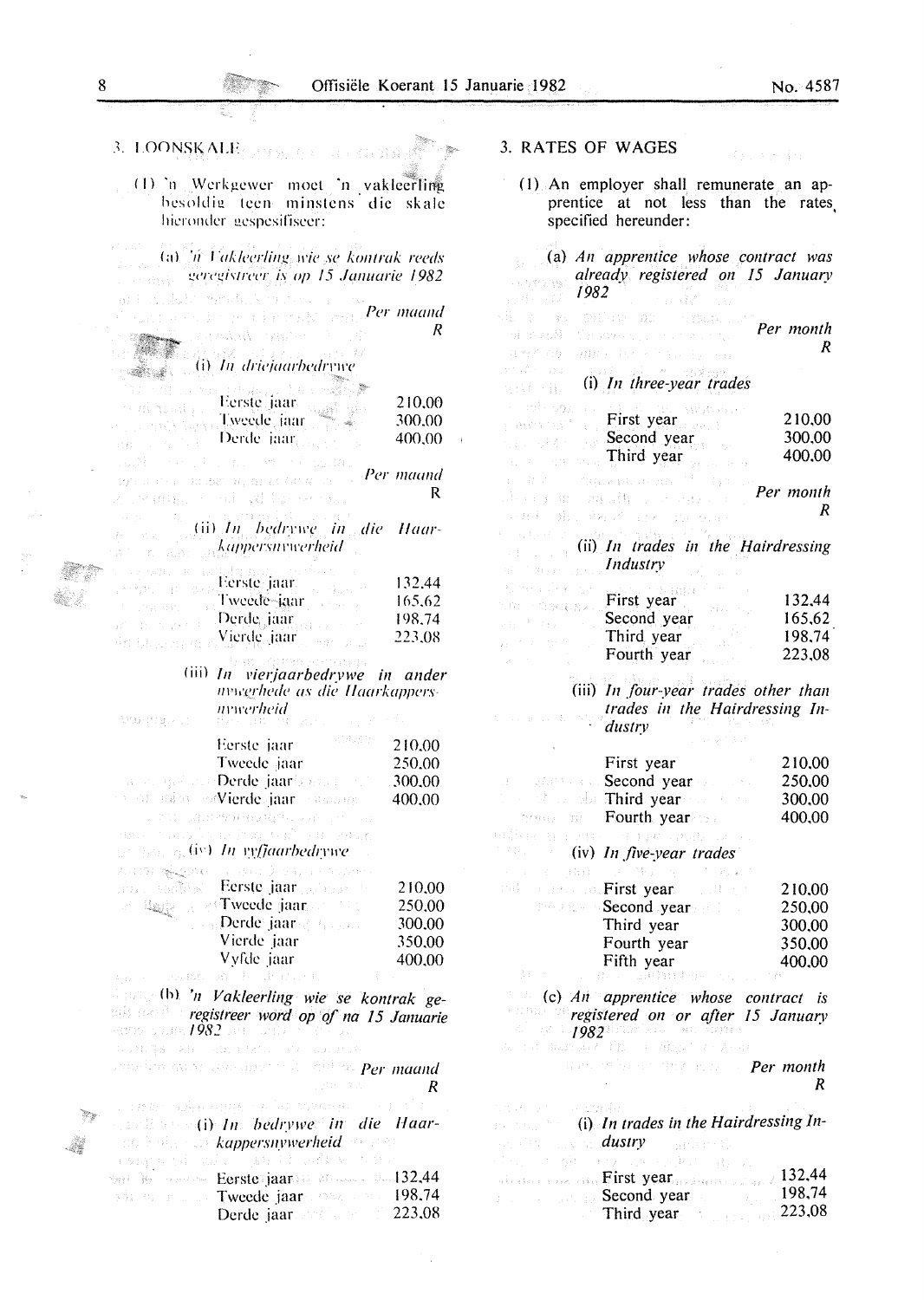## 3. LOONSKALE

(1) 'n Werkgewer moet 'n vakleerling besoldig teen minstens die skale hieronder gespesifiseer:

(a) *'n Vakleerling wie se kontrak reeds geregistreer is op 15 Januarie 1982*

| | *Per maand* R |
|---|---|
| (i) *In driejaarbedrywe* | |
| Eerste jaar | 210,00 |
| Tweede jaar | 300,00 |
| Derde jaar | 400,00 |

| | *Per maand* R |
|---|---|
| (ii) *In bedrywe in die Haarkappersnywerheid* | |
| Eerste jaar | 132,44 |
| Tweede jaar | 165,62 |
| Derde jaar | 198,74 |
| Vierde jaar | 223,08 |
| (iii) *In vierjaarbedrywe in ander nywerhede as die Haarkappersnywerheid* | |
| Eerste jaar | 210,00 |
| Tweede jaar | 250,00 |
| Derde jaar | 300,00 |
| Vierde jaar | 400,00 |
| (iv) *In vyfjaarbedrywe* | |
| Eerste jaar | 210,00 |
| Tweede jaar | 250,00 |
| Derde jaar | 300,00 |
| Vierde jaar | 350,00 |
| Vyfde jaar | 400,00 |

(b) *'n Vakleerling wie se kontrak geregistreer word op of na 15 Januarie 1982*

| | *Per maand* R |
|---|---|
| (i) *In bedrywe in die Haarkappersnywerheid* | |
| Eerste jaar | 132,44 |
| Tweede jaar | 198,74 |
| Derde jaar | 223,08 |

## 3. RATES OF WAGES

(1) An employer shall remunerate an apprentice at not less than the rates specified hereunder:

(a) *An apprentice whose contract was already registered on 15 January 1982*

| | *Per month* R |
|---|---|
| (i) *In three-year trades* | |
| First year | 210,00 |
| Second year | 300,00 |
| Third year | 400,00 |

| | *Per month* R |
|---|---|
| (ii) *In trades in the Hairdressing Industry* | |
| First year | 132,44 |
| Second year | 165,62 |
| Third year | 198,74 |
| Fourth year | 223,08 |
| (iii) *In four-year trades other than trades in the Hairdressing Industry* | |
| First year | 210,00 |
| Second year | 250,00 |
| Third year | 300,00 |
| Fourth year | 400,00 |
| (iv) *In five-year trades* | |
| First year | 210,00 |
| Second year | 250,00 |
| Third year | 300,00 |
| Fourth year | 350,00 |
| Fifth year | 400,00 |

(c) *An apprentice whose contract is registered on or after 15 January 1982*

| | *Per month* R |
|---|---|
| (i) *In trades in the Hairdressing Industry* | |
| First year | 132,44 |
| Second year | 198,74 |
| Third year | 223,08 |